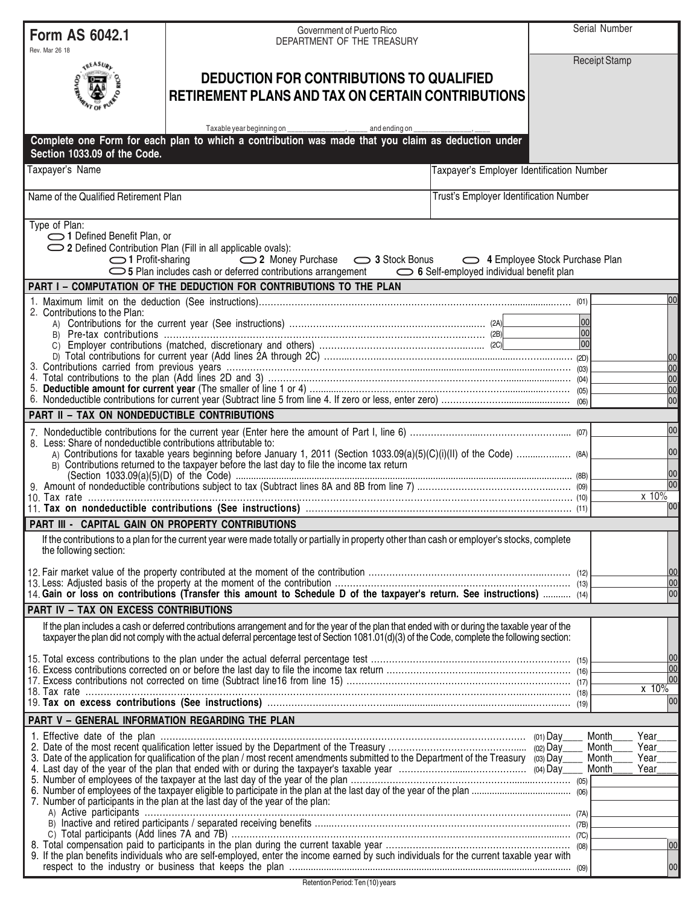**Form AS 6042.1**
Rev. Mar 26 18

Government of Puerto Rico
DEPARTMENT OF THE TREASURY

Serial Number

Receipt Stamp

# DEDUCTION FOR CONTRIBUTIONS TO QUALIFIED RETIREMENT PLANS AND TAX ON CERTAIN CONTRIBUTIONS

Taxable year beginning on _______________, _____ and ending on _______________, _____

**Complete one Form for each plan to which a contribution was made that you claim as deduction under Section 1033.09 of the Code.**

| Taxpayer's Name | Taxpayer's Employer Identification Number |
|---|---|
| | |
| **Name of the Qualified Retirement Plan** | **Trust's Employer Identification Number** |
| | |

Type of Plan:
- ⬭ 1 Defined Benefit Plan, or
- ⬭ 2 Defined Contribution Plan (Fill in all applicable ovals):
  - ⬭ 1 Profit-sharing  ⬭ 2 Money Purchase  ⬭ 3 Stock Bonus  ⬭ 4 Employee Stock Purchase Plan
  - ⬭ 5 Plan includes cash or deferred contributions arrangement  ⬭ 6 Self-employed individual benefit plan

## PART I – COMPUTATION OF THE DEDUCTION FOR CONTRIBUTIONS TO THE PLAN

| Line | Description | Code | Amount | Code | Amount |
|---|---|---|---|---|---|
| 1. | Maximum limit on the deduction (See instructions) | | | (01) | 00 |
| 2. | Contributions to the Plan: | | | | |
| | A) Contributions for the current year (See instructions) | (2A) | 00 | | |
| | B) Pre-tax contributions | (2B) | 00 | | |
| | C) Employer contributions (matched, discretionary and others) | (2C) | 00 | | |
| | D) Total contributions for current year (Add lines 2A through 2C) | | | (2D) | 00 |
| 3. | Contributions carried from previous years | | | (03) | 00 |
| 4. | Total contributions to the plan (Add lines 2D and 3) | | | (04) | 00 |
| 5. | **Deductible amount for current year** (The smaller of line 1 or 4) | | | (05) | 00 |
| 6. | Nondeductible contributions for current year (Subtract line 5 from line 4. If zero or less, enter zero) | | | (06) | 00 |

## PART II – TAX ON NONDEDUCTIBLE CONTRIBUTIONS

| Line | Description | Code | Amount |
|---|---|---|---|
| 7. | Nondeductible contributions for the current year (Enter here the amount of Part I, line 6) | (07) | 00 |
| 8. | Less: Share of nondeductible contributions attributable to: | | |
| | A) Contributions for taxable years beginning before January 1, 2011 (Section 1033.09(a)(5)(C)(i)(II) of the Code) | (8A) | 00 |
| | B) Contributions returned to the taxpayer before the last day to file the income tax return (Section 1033.09(a)(5)(D) of the Code) | (8B) | 00 |
| 9. | Amount of nondeductible contributions subject to tax (Subtract lines 8A and 8B from line 7) | (09) | 00 |
| 10. | Tax rate | (10) | x 10% |
| 11. | **Tax on nondeductible contributions (See instructions)** | (11) | 00 |

## PART III - CAPITAL GAIN ON PROPERTY CONTRIBUTIONS

If the contributions to a plan for the current year were made totally or partially in property other than cash or employer's stocks, complete the following section:

| Line | Description | Code | Amount |
|---|---|---|---|
| 12. | Fair market value of the property contributed at the moment of the contribution | (12) | 00 |
| 13. | Less: Adjusted basis of the property at the moment of the contribution | (13) | 00 |
| 14. | **Gain or loss on contributions (Transfer this amount to Schedule D of the taxpayer's return. See instructions)** | (14) | 00 |

## PART IV – TAX ON EXCESS CONTRIBUTIONS

If the plan includes a cash or deferred contributions arrangement and for the year of the plan that ended with or during the taxable year of the taxpayer the plan did not comply with the actual deferral percentage test of Section 1081.01(d)(3) of the Code, complete the following section:

| Line | Description | Code | Amount |
|---|---|---|---|
| 15. | Total excess contributions to the plan under the actual deferral percentage test | (15) | 00 |
| 16. | Excess contributions corrected on or before the last day to file the income tax return | (16) | 00 |
| 17. | Excess contributions not corrected on time (Subtract line16 from line 15) | (17) | 00 |
| 18. | Tax rate | (18) | x 10% |
| 19. | **Tax on excess contributions (See instructions)** | (19) | 00 |

## PART V – GENERAL INFORMATION REGARDING THE PLAN

| Line | Description | Code | Entry |
|---|---|---|---|
| 1. | Effective date of the plan | (01) | Day____ Month____ Year____ |
| 2. | Date of the most recent qualification letter issued by the Department of the Treasury | (02) | Day____ Month____ Year____ |
| 3. | Date of the application for qualification of the plan / most recent amendments submitted to the Department of the Treasury | (03) | Day____ Month____ Year____ |
| 4. | Last day of the year of the plan that ended with or during the taxpayer's taxable year | (04) | Day____ Month____ Year____ |
| 5. | Number of employees of the taxpayer at the last day of the year of the plan | (05) | |
| 6. | Number of employees of the taxpayer eligible to participate in the plan at the last day of the year of the plan | (06) | |
| 7. | Number of participants in the plan at the last day of the year of the plan: | | |
| | A) Active participants | (7A) | |
| | B) Inactive and retired participants / separated receiving benefits | (7B) | |
| | C) Total participants (Add lines 7A and 7B) | (7C) | |
| 8. | Total compensation paid to participants in the plan during the current taxable year | (08) | 00 |
| 9. | If the plan benefits individuals who are self-employed, enter the income earned by such individuals for the current taxable year with respect to the industry or business that keeps the plan | (09) | 00 |

Retention Period: Ten (10) years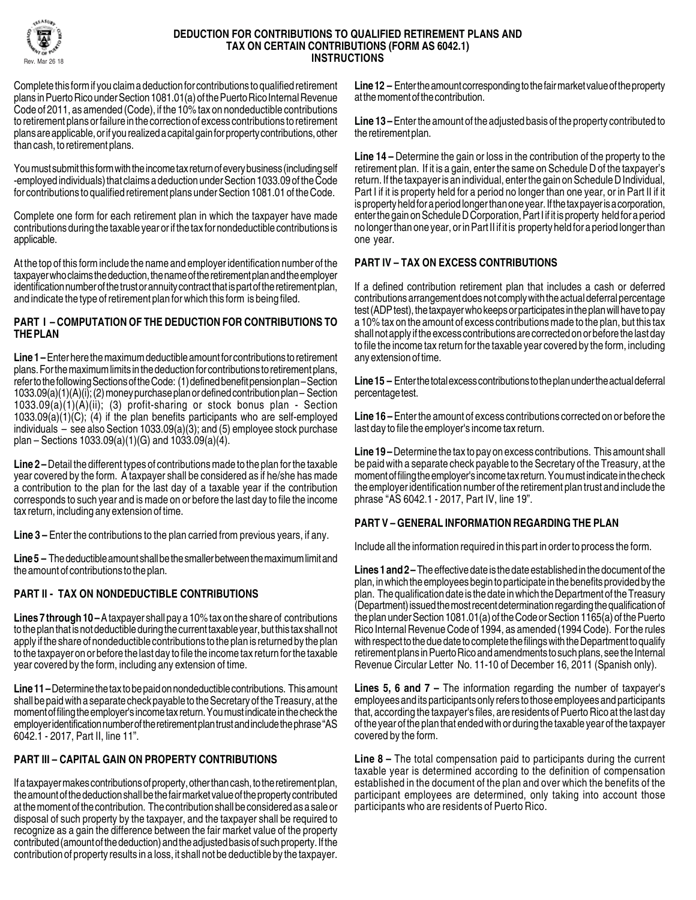# DEDUCTION FOR CONTRIBUTIONS TO QUALIFIED RETIREMENT PLANS AND TAX ON CERTAIN CONTRIBUTIONS (FORM AS 6042.1) INSTRUCTIONS

Rev. Mar 26 18

Complete this form if you claim a deduction for contributions to qualified retirement plans in Puerto Rico under Section 1081.01(a) of the Puerto Rico Internal Revenue Code of 2011, as amended (Code), if the 10% tax on nondeductible contributions to retirement plans or failure in the correction of excess contributions to retirement plans are applicable, or if you realized a capital gain for property contributions, other than cash, to retirement plans.

You must submit this form with the income tax return of every business (including self-employed individuals) that claims a deduction under Section 1033.09 of the Code for contributions to qualified retirement plans under Section 1081.01 of the Code.

Complete one form for each retirement plan in which the taxpayer have made contributions during the taxable year or if the tax for nondeductible contributions is applicable.

At the top of this form include the name and employer identification number of the taxpayer who claims the deduction, the name of the retirement plan and the employer identification number of the trust or annuity contract that is part of the retirement plan, and indicate the type of retirement plan for which this form is being filed.

## PART I – COMPUTATION OF THE DEDUCTION FOR CONTRIBUTIONS TO THE PLAN

**Line 1 –** Enter here the maximum deductible amount for contributions to retirement plans. For the maximum limits in the deduction for contributions to retirement plans, refer to the following Sections of the Code: (1) defined benefit pension plan – Section 1033.09(a)(1)(A)(i); (2) money purchase plan or defined contribution plan – Section 1033.09(a)(1)(A)(ii); (3) profit-sharing or stock bonus plan - Section 1033.09(a)(1)(C); (4) if the plan benefits participants who are self-employed individuals – see also Section 1033.09(a)(3); and (5) employee stock purchase plan – Sections 1033.09(a)(1)(G) and 1033.09(a)(4).

**Line 2 –** Detail the different types of contributions made to the plan for the taxable year covered by the form. A taxpayer shall be considered as if he/she has made a contribution to the plan for the last day of a taxable year if the contribution corresponds to such year and is made on or before the last day to file the income tax return, including any extension of time.

**Line 3 –** Enter the contributions to the plan carried from previous years, if any.

**Line 5 –** The deductible amount shall be the smaller between the maximum limit and the amount of contributions to the plan.

## PART II - TAX ON NONDEDUCTIBLE CONTRIBUTIONS

**Lines 7 through 10 –** A taxpayer shall pay a 10% tax on the share of contributions to the plan that is not deductible during the current taxable year, but this tax shall not apply if the share of nondeductible contributions to the plan is returned by the plan to the taxpayer on or before the last day to file the income tax return for the taxable year covered by the form, including any extension of time.

**Line 11 –** Determine the tax to be paid on nondeductible contributions. This amount shall be paid with a separate check payable to the Secretary of the Treasury, at the moment of filing the employer's income tax return. You must indicate in the check the employer identification number of the retirement plan trust and include the phrase "AS 6042.1 - 2017, Part II, line 11".

## PART III – CAPITAL GAIN ON PROPERTY CONTRIBUTIONS

If a taxpayer makes contributions of property, other than cash, to the retirement plan, the amount of the deduction shall be the fair market value of the property contributed at the moment of the contribution. The contribution shall be considered as a sale or disposal of such property by the taxpayer, and the taxpayer shall be required to recognize as a gain the difference between the fair market value of the property contributed (amount of the deduction) and the adjusted basis of such property. If the contribution of property results in a loss, it shall not be deductible by the taxpayer.

**Line 12 –** Enter the amount corresponding to the fair market value of the property at the moment of the contribution.

**Line 13 –** Enter the amount of the adjusted basis of the property contributed to the retirement plan.

**Line 14 –** Determine the gain or loss in the contribution of the property to the retirement plan. If it is a gain, enter the same on Schedule D of the taxpayer's return. If the taxpayer is an individual, enter the gain on Schedule D Individual, Part I if it is property held for a period no longer than one year, or in Part II if it is property held for a period longer than one year. If the taxpayer is a corporation, enter the gain on Schedule D Corporation, Part I if it is property held for a period no longer than one year, or in Part II if it is property held for a period longer than one year.

## PART IV – TAX ON EXCESS CONTRIBUTIONS

If a defined contribution retirement plan that includes a cash or deferred contributions arrangement does not comply with the actual deferral percentage test (ADP test), the taxpayer who keeps or participates in the plan will have to pay a 10% tax on the amount of excess contributions made to the plan, but this tax shall not apply if the excess contributions are corrected on or before the last day to file the income tax return for the taxable year covered by the form, including any extension of time.

**Line 15 –** Enter the total excess contributions to the plan under the actual deferral percentage test.

**Line 16 –** Enter the amount of excess contributions corrected on or before the last day to file the employer's income tax return.

**Line 19 –** Determine the tax to pay on excess contributions. This amount shall be paid with a separate check payable to the Secretary of the Treasury, at the moment of filing the employer's income tax return. You must indicate in the check the employer identification number of the retirement plan trust and include the phrase "AS 6042.1 - 2017, Part IV, line 19".

## PART V – GENERAL INFORMATION REGARDING THE PLAN

Include all the information required in this part in order to process the form.

**Lines 1 and 2 –** The effective date is the date established in the document of the plan, in which the employees begin to participate in the benefits provided by the plan. The qualification date is the date in which the Department of the Treasury (Department) issued the most recent determination regarding the qualification of the plan under Section 1081.01(a) of the Code or Section 1165(a) of the Puerto Rico Internal Revenue Code of 1994, as amended (1994 Code). For the rules with respect to the due date to complete the filings with the Department to qualify retirement plans in Puerto Rico and amendments to such plans, see the Internal Revenue Circular Letter No. 11-10 of December 16, 2011 (Spanish only).

**Lines 5, 6 and 7 –** The information regarding the number of taxpayer's employees and its participants only refers to those employees and participants that, according the taxpayer's files, are residents of Puerto Rico at the last day of the year of the plan that ended with or during the taxable year of the taxpayer covered by the form.

**Line 8 –** The total compensation paid to participants during the current taxable year is determined according to the definition of compensation established in the document of the plan and over which the benefits of the participant employees are determined, only taking into account those participants who are residents of Puerto Rico.